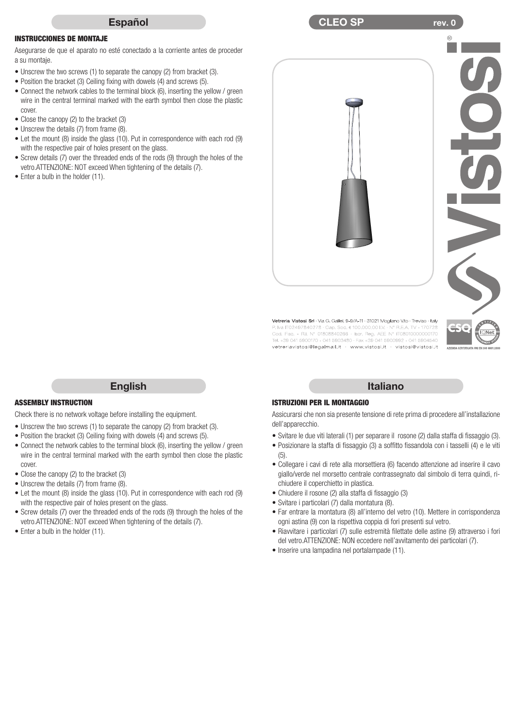## Español

**CLEO SP** rev. 0

#### INSTRUCCIONES DE MONTAJE

Asegurarse de que el aparato no esté conectado a la corriente antes de proceder a su montaje.

- Unscrew the two screws (1) to separate the canopy (2) from bracket (3).
- Position the bracket (3) Ceiling fixing with dowels (4) and screws (5).
- Connect the network cables to the terminal block (6), inserting the yellow / green wire in the central terminal marked with the earth symbol then close the plastic cover.
- Close the canopy (2) to the bracket (3)
- Unscrew the details (7) from frame (8).
- Let the mount (8) inside the glass (10). Put in correspondence with each rod (9) with the respective pair of holes present on the glass.
- Screw details (7) over the threaded ends of the rods (9) through the holes of the vetro.ATTENZIONE: NOT exceed When tightening of the details (7).
- Enter a bulb in the holder (11).

**Vetreria Vistosi Srl** · Via G. Galilei, 9-9/A-11 · 31021 Mogliano V.to · Treviso · Italy
P. Iva IT02497840278 · Cap. Soc. € 100.000,00 I.V. · N° R.E.A. TV - 170728
Cod. Fisc. - R.I. N° 01808840266 · Iscr. Reg. AEE N° IT08010000000170
Tel. +39 041 5900170 - 041 5903480 · Fax +39 041 5900992 - 041 5904540
vetreriavistosi@legalmail.it · www.vistosi.it · vistosi@vistosi.it

AZIENDA CERTIFICATA UNI EN ISO 9001:2000

## English

#### ASSEMBLY INSTRUCTION

Check there is no network voltage before installing the equipment.

- Unscrew the two screws (1) to separate the canopy (2) from bracket (3).
- Position the bracket (3) Ceiling fixing with dowels (4) and screws (5).
- Connect the network cables to the terminal block (6), inserting the yellow / green wire in the central terminal marked with the earth symbol then close the plastic cover.
- Close the canopy (2) to the bracket (3)
- Unscrew the details (7) from frame (8).
- Let the mount (8) inside the glass (10). Put in correspondence with each rod (9) with the respective pair of holes present on the glass.
- Screw details (7) over the threaded ends of the rods (9) through the holes of the vetro.ATTENZIONE: NOT exceed When tightening of the details (7).
- Enter a bulb in the holder (11).

## Italiano

#### ISTRUZIONI PER IL MONTAGGIO

Assicurarsi che non sia presente tensione di rete prima di procedere all'installazione dell'apparecchio.

- Svitare le due viti laterali (1) per separare il rosone (2) dalla staffa di fissaggio (3).
- Posizionare la staffa di fissaggio (3) a soffitto fissandola con i tasselli (4) e le viti (5).
- Collegare i cavi di rete alla morsettiera (6) facendo attenzione ad inserire il cavo giallo/verde nel morsetto centrale contrassegnato dal simbolo di terra quindi, richiudere il coperchietto in plastica.
- Chiudere il rosone (2) alla staffa di fissaggio (3)
- Svitare i particolari (7) dalla montatura (8).
- Far entrare la montatura (8) all'interno del vetro (10). Mettere in corrispondenza ogni astina (9) con la rispettiva coppia di fori presenti sul vetro.
- Riavvitare i particolari (7) sulle estremità filettate delle astine (9) attraverso i fori del vetro.ATTENZIONE: NON eccedere nell'avvitamento dei particolari (7).
- Inserire una lampadina nel portalampade (11).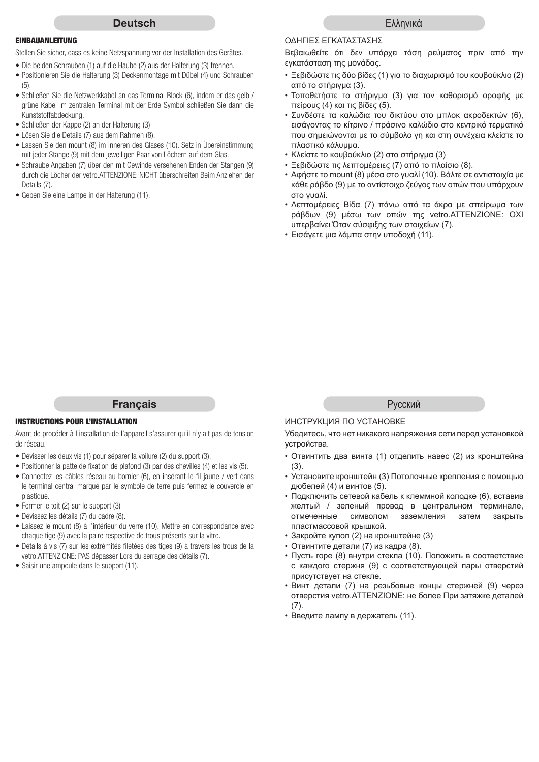## Deutsch

**EINBAUANLEITUNG**

Stellen Sie sicher, dass es keine Netzspannung vor der Installation des Gerätes.

- Die beiden Schrauben (1) auf die Haube (2) aus der Halterung (3) trennen.
- Positionieren Sie die Halterung (3) Deckenmontage mit Dübel (4) und Schrauben (5).
- Schließen Sie die Netzwerkkabel an das Terminal Block (6), indem er das gelb / grüne Kabel im zentralen Terminal mit der Erde Symbol schließen Sie dann die Kunststoffabdeckung.
- Schließen der Kappe (2) an der Halterung (3)
- Lösen Sie die Details (7) aus dem Rahmen (8).
- Lassen Sie den mount (8) im Inneren des Glases (10). Setz in Übereinstimmung mit jeder Stange (9) mit dem jeweiligen Paar von Löchern auf dem Glas.
- Schraube Angaben (7) über den mit Gewinde versehenen Enden der Stangen (9) durch die Löcher der vetro.ATTENZIONE: NICHT überschreiten Beim Anziehen der Details (7).
- Geben Sie eine Lampe in der Halterung (11).

## Ελληνικά

ΟΔΗΓΙΕΣ ΕΓΚΑΤΑΣΤΑΣΗΣ

Βεβαιωθείτε ότι δεν υπάρχει τάση ρεύματος πριν από την εγκατάσταση της μονάδας.

- Ξεβιδώστε τις δύο βίδες (1) για το διαχωρισμό του κουβούκλιο (2) από το στήριγμα (3).
- Τοποθετήστε το στήριγμα (3) για τον καθορισμό οροφής με πείρους (4) και τις βίδες (5).
- Συνδέστε τα καλώδια του δικτύου στο μπλοκ ακροδεκτών (6), εισάγοντας το κίτρινο / πράσινο καλώδιο στο κεντρικό τερματικό που σημειώνονται με το σύμβολο γη και στη συνέχεια κλείστε το πλαστικό κάλυμμα.
- Κλείστε το κουβούκλιο (2) στο στήριγμα (3)
- Ξεβιδώστε τις λεπτομέρειες (7) από το πλαίσιο (8).
- Αφήστε το mount (8) μέσα στο γυαλί (10). Βάλτε σε αντιστοιχία με κάθε ράβδο (9) με το αντίστοιχο ζεύγος των οπών που υπάρχουν στο γυαλί.
- Λεπτομέρειες Βίδα (7) πάνω από τα άκρα με σπείρωμα των ράβδων (9) μέσω των οπών της vetro.ATTENZIONE: OXI υπερβαίνει Όταν σύσφιξης των στοιχείων (7).
- Εισάγετε μια λάμπα στην υποδοχή (11).

## Français

**INSTRUCTIONS POUR L'INSTALLATION**

Avant de procéder à l'installation de l'appareil s'assurer qu'il n'y ait pas de tension de réseau.

- Dévisser les deux vis (1) pour séparer la voilure (2) du support (3).
- Positionner la patte de fixation de plafond (3) par des chevilles (4) et les vis (5).
- Connectez les câbles réseau au bornier (6), en insérant le fil jaune / vert dans le terminal central marqué par le symbole de terre puis fermez le couvercle en plastique.
- Fermer le toit (2) sur le support (3)
- Dévissez les détails (7) du cadre (8).
- Laissez le mount (8) à l'intérieur du verre (10). Mettre en correspondance avec chaque tige (9) avec la paire respective de trous présents sur la vitre.
- Détails à vis (7) sur les extrémités filetées des tiges (9) à travers les trous de la vetro.ATTENZIONE: PAS dépasser Lors du serrage des détails (7).
- Saisir une ampoule dans le support (11).

## Русский

ИНСТРУКЦИЯ ПО УСТАНОВКЕ

Убедитесь, что нет никакого напряжения сети перед установкой устройства.

- Отвинтить два винта (1) отделить навес (2) из кронштейна (3).
- Установите кронштейн (3) Потолочные крепления с помощью дюбелей (4) и винтов (5).
- Подключить сетевой кабель к клеммной колодке (6), вставив желтый / зеленый провод в центральном терминале, отмеченные символом заземления затем закрыть пластмассовой крышкой.
- Закройте купол (2) на кронштейне (3)
- Отвинтите детали (7) из кадра (8).
- Пусть горе (8) внутри стекла (10). Положить в соответствие с каждого стержня (9) с соответствующей пары отверстий присутствует на стекле.
- Винт детали (7) на резьбовые концы стержней (9) через отверстия vetro.ATTENZIONE: не более При затяжке деталей (7).
- Введите лампу в держатель (11).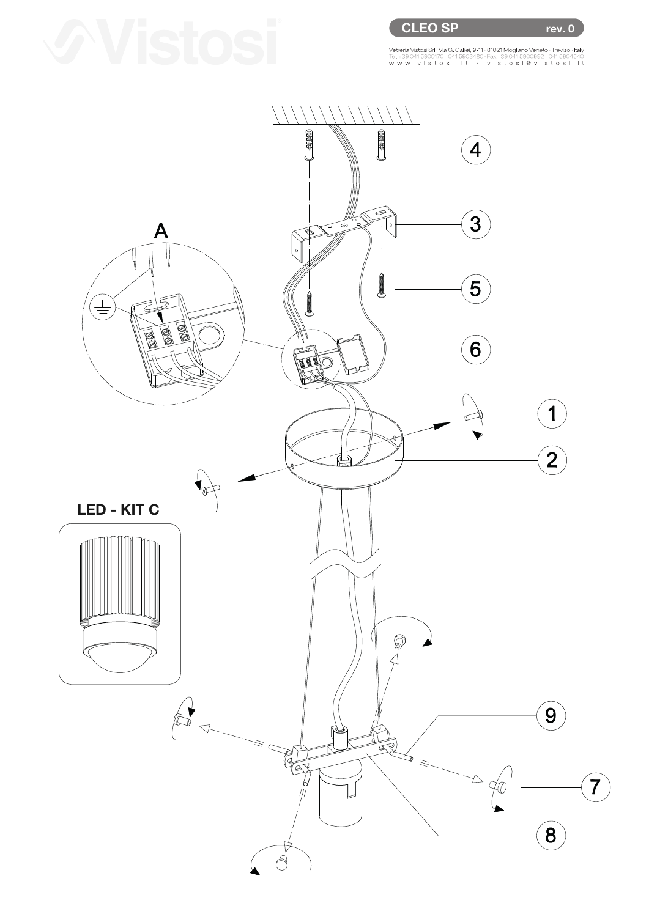**CLEO SP** rev. 0

Vetreria Vistosi Srl · Via G. Galilei, 9-11 · 31021 Mogliano Veneto · Treviso · Italy
Tel. +39 041 5900170 - 041 5903480 · Fax +39 041 5900992 - 041 5904540
www.vistosi.it · vistosi@vistosi.it

A

LED - KIT C

1
2
3
4
5
6
7
8
9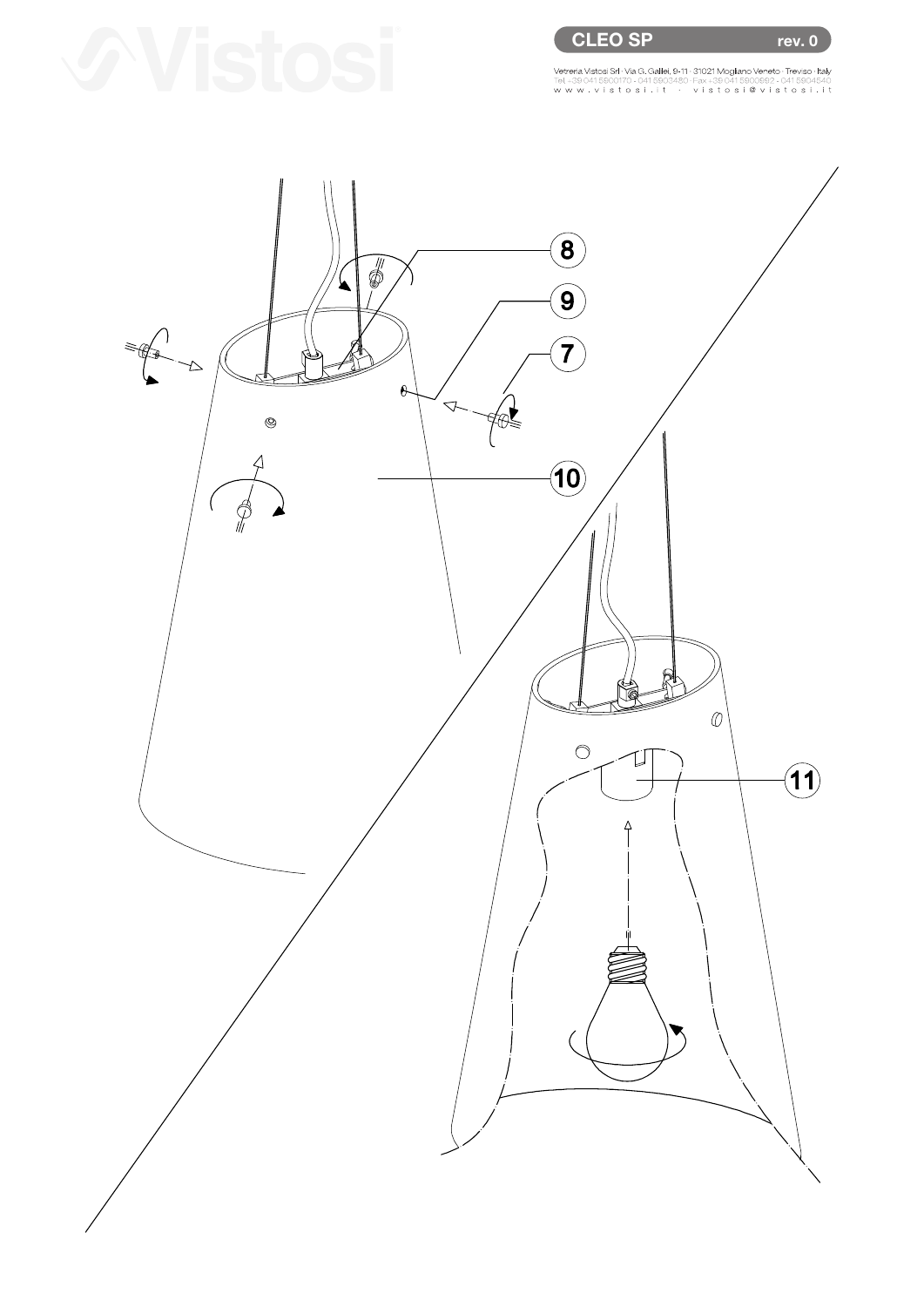8

9

7

10

11